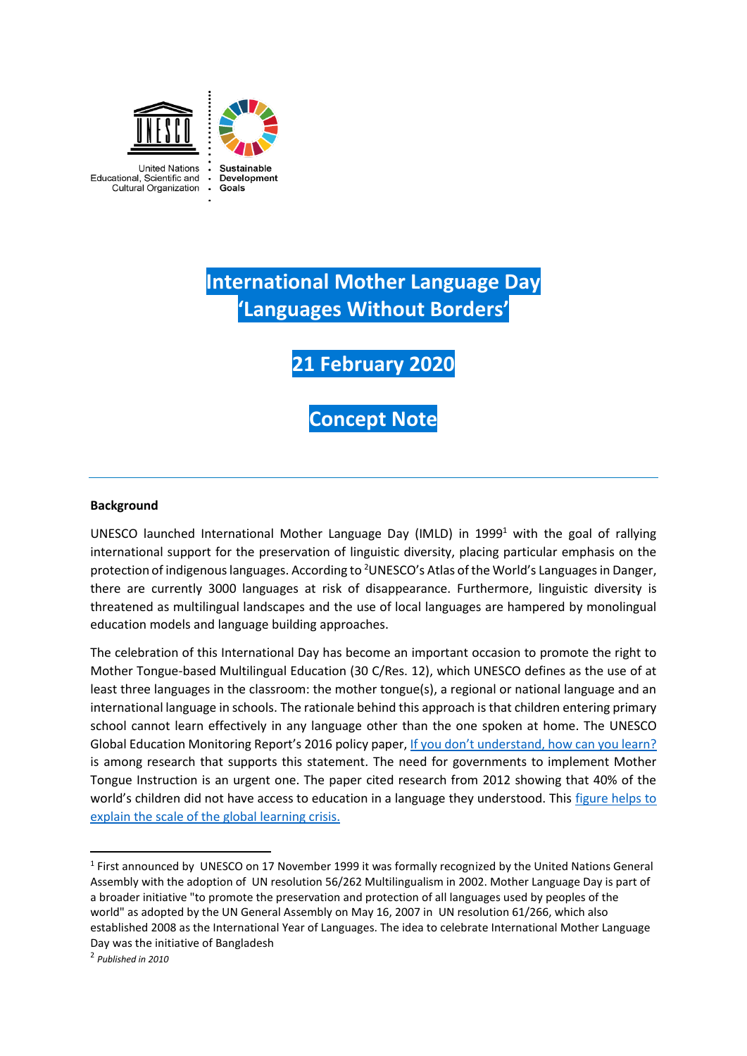United Nations Educational, Scientific and Cultural Organization

Sustainable Development Goals

# International Mother Language Day 'Languages Without Borders'

## 21 February 2020

## Concept Note

---

**Background**

UNESCO launched International Mother Language Day (IMLD) in 1999[1] with the goal of rallying international support for the preservation of linguistic diversity, placing particular emphasis on the protection of indigenous languages. According to [2]UNESCO's Atlas of the World's Languages in Danger, there are currently 3000 languages at risk of disappearance. Furthermore, linguistic diversity is threatened as multilingual landscapes and the use of local languages are hampered by monolingual education models and language building approaches.

The celebration of this International Day has become an important occasion to promote the right to Mother Tongue-based Multilingual Education (30 C/Res. 12), which UNESCO defines as the use of at least three languages in the classroom: the mother tongue(s), a regional or national language and an international language in schools. The rationale behind this approach is that children entering primary school cannot learn effectively in any language other than the one spoken at home. The UNESCO Global Education Monitoring Report's 2016 policy paper, [If you don't understand, how can you learn?](#) is among research that supports this statement. The need for governments to implement Mother Tongue Instruction is an urgent one. The paper cited research from 2012 showing that 40% of the world's children did not have access to education in a language they understood. This [figure helps to explain the scale of the global learning crisis.](#)

---

[1] First announced by UNESCO on 17 November 1999 it was formally recognized by the United Nations General Assembly with the adoption of UN resolution 56/262 Multilingualism in 2002. Mother Language Day is part of a broader initiative "to promote the preservation and protection of all languages used by peoples of the world" as adopted by the UN General Assembly on May 16, 2007 in UN resolution 61/266, which also established 2008 as the International Year of Languages. The idea to celebrate International Mother Language Day was the initiative of Bangladesh

[2] *Published in 2010*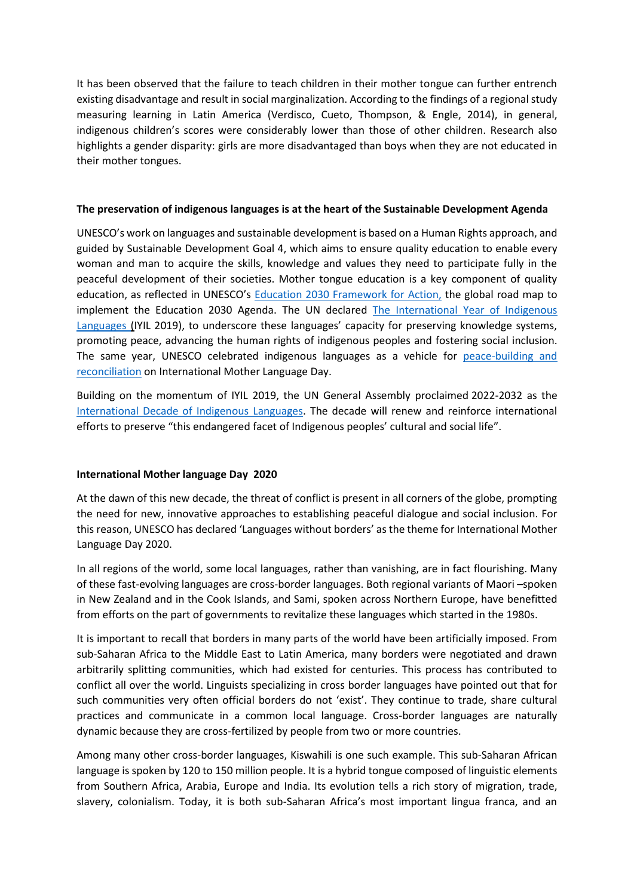It has been observed that the failure to teach children in their mother tongue can further entrench existing disadvantage and result in social marginalization. According to the findings of a regional study measuring learning in Latin America (Verdisco, Cueto, Thompson, & Engle, 2014), in general, indigenous children's scores were considerably lower than those of other children. Research also highlights a gender disparity: girls are more disadvantaged than boys when they are not educated in their mother tongues.

**The preservation of indigenous languages is at the heart of the Sustainable Development Agenda**

UNESCO's work on languages and sustainable development is based on a Human Rights approach, and guided by Sustainable Development Goal 4, which aims to ensure quality education to enable every woman and man to acquire the skills, knowledge and values they need to participate fully in the peaceful development of their societies. Mother tongue education is a key component of quality education, as reflected in UNESCO's Education 2030 Framework for Action, the global road map to implement the Education 2030 Agenda. The UN declared The International Year of Indigenous Languages (IYIL 2019), to underscore these languages' capacity for preserving knowledge systems, promoting peace, advancing the human rights of indigenous peoples and fostering social inclusion. The same year, UNESCO celebrated indigenous languages as a vehicle for peace-building and reconciliation on International Mother Language Day.

Building on the momentum of IYIL 2019, the UN General Assembly proclaimed 2022-2032 as the International Decade of Indigenous Languages. The decade will renew and reinforce international efforts to preserve "this endangered facet of Indigenous peoples' cultural and social life".

**International Mother language Day 2020**

At the dawn of this new decade, the threat of conflict is present in all corners of the globe, prompting the need for new, innovative approaches to establishing peaceful dialogue and social inclusion. For this reason, UNESCO has declared 'Languages without borders' as the theme for International Mother Language Day 2020.

In all regions of the world, some local languages, rather than vanishing, are in fact flourishing. Many of these fast-evolving languages are cross-border languages. Both regional variants of Maori –spoken in New Zealand and in the Cook Islands, and Sami, spoken across Northern Europe, have benefitted from efforts on the part of governments to revitalize these languages which started in the 1980s.

It is important to recall that borders in many parts of the world have been artificially imposed. From sub-Saharan Africa to the Middle East to Latin America, many borders were negotiated and drawn arbitrarily splitting communities, which had existed for centuries. This process has contributed to conflict all over the world. Linguists specializing in cross border languages have pointed out that for such communities very often official borders do not 'exist'. They continue to trade, share cultural practices and communicate in a common local language. Cross-border languages are naturally dynamic because they are cross-fertilized by people from two or more countries.

Among many other cross-border languages, Kiswahili is one such example. This sub-Saharan African language is spoken by 120 to 150 million people. It is a hybrid tongue composed of linguistic elements from Southern Africa, Arabia, Europe and India. Its evolution tells a rich story of migration, trade, slavery, colonialism. Today, it is both sub-Saharan Africa's most important lingua franca, and an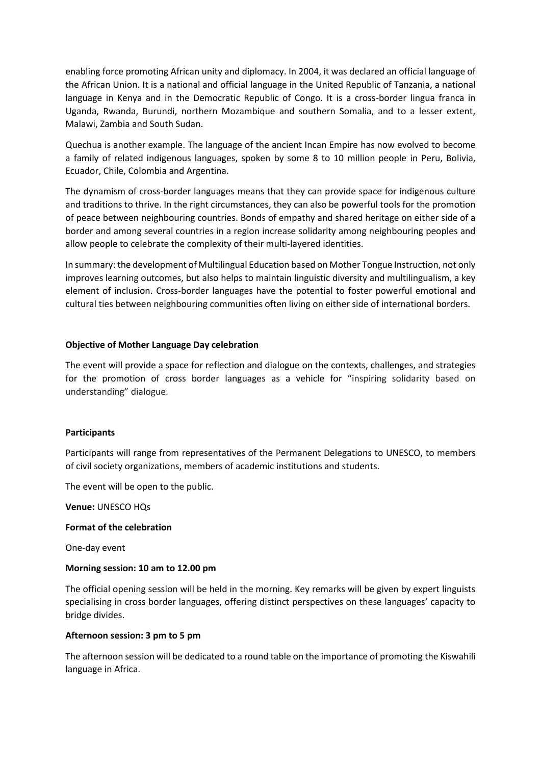enabling force promoting African unity and diplomacy. In 2004, it was declared an official language of the African Union. It is a national and official language in the United Republic of Tanzania, a national language in Kenya and in the Democratic Republic of Congo. It is a cross-border lingua franca in Uganda, Rwanda, Burundi, northern Mozambique and southern Somalia, and to a lesser extent, Malawi, Zambia and South Sudan.

Quechua is another example. The language of the ancient Incan Empire has now evolved to become a family of related indigenous languages, spoken by some 8 to 10 million people in Peru, Bolivia, Ecuador, Chile, Colombia and Argentina.

The dynamism of cross-border languages means that they can provide space for indigenous culture and traditions to thrive. In the right circumstances, they can also be powerful tools for the promotion of peace between neighbouring countries. Bonds of empathy and shared heritage on either side of a border and among several countries in a region increase solidarity among neighbouring peoples and allow people to celebrate the complexity of their multi-layered identities.

In summary: the development of Multilingual Education based on Mother Tongue Instruction, not only improves learning outcomes, but also helps to maintain linguistic diversity and multilingualism, a key element of inclusion. Cross-border languages have the potential to foster powerful emotional and cultural ties between neighbouring communities often living on either side of international borders.

**Objective of Mother Language Day celebration**

The event will provide a space for reflection and dialogue on the contexts, challenges, and strategies for the promotion of cross border languages as a vehicle for "inspiring solidarity based on understanding" dialogue.

**Participants**

Participants will range from representatives of the Permanent Delegations to UNESCO, to members of civil society organizations, members of academic institutions and students.

The event will be open to the public.

**Venue:** UNESCO HQs

**Format of the celebration**

One-day event

**Morning session: 10 am to 12.00 pm**

The official opening session will be held in the morning. Key remarks will be given by expert linguists specialising in cross border languages, offering distinct perspectives on these languages' capacity to bridge divides.

**Afternoon session: 3 pm to 5 pm**

The afternoon session will be dedicated to a round table on the importance of promoting the Kiswahili language in Africa.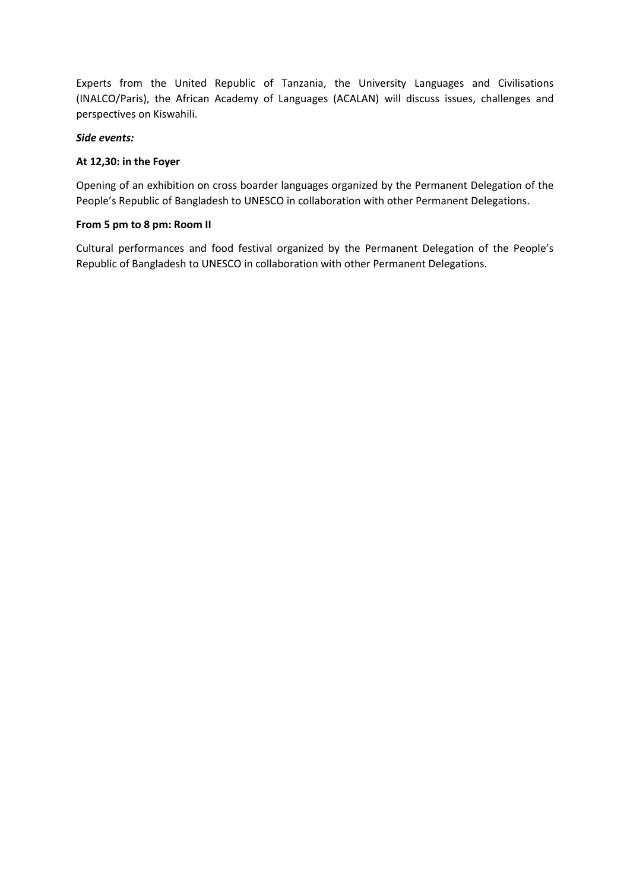Experts from the United Republic of Tanzania, the University Languages and Civilisations (INALCO/Paris), the African Academy of Languages (ACALAN) will discuss issues, challenges and perspectives on Kiswahili.

***Side events:***

**At 12,30: in the Foyer**

Opening of an exhibition on cross boarder languages organized by the Permanent Delegation of the People's Republic of Bangladesh to UNESCO in collaboration with other Permanent Delegations.

**From 5 pm to 8 pm: Room II**

Cultural performances and food festival organized by the Permanent Delegation of the People's Republic of Bangladesh to UNESCO in collaboration with other Permanent Delegations.